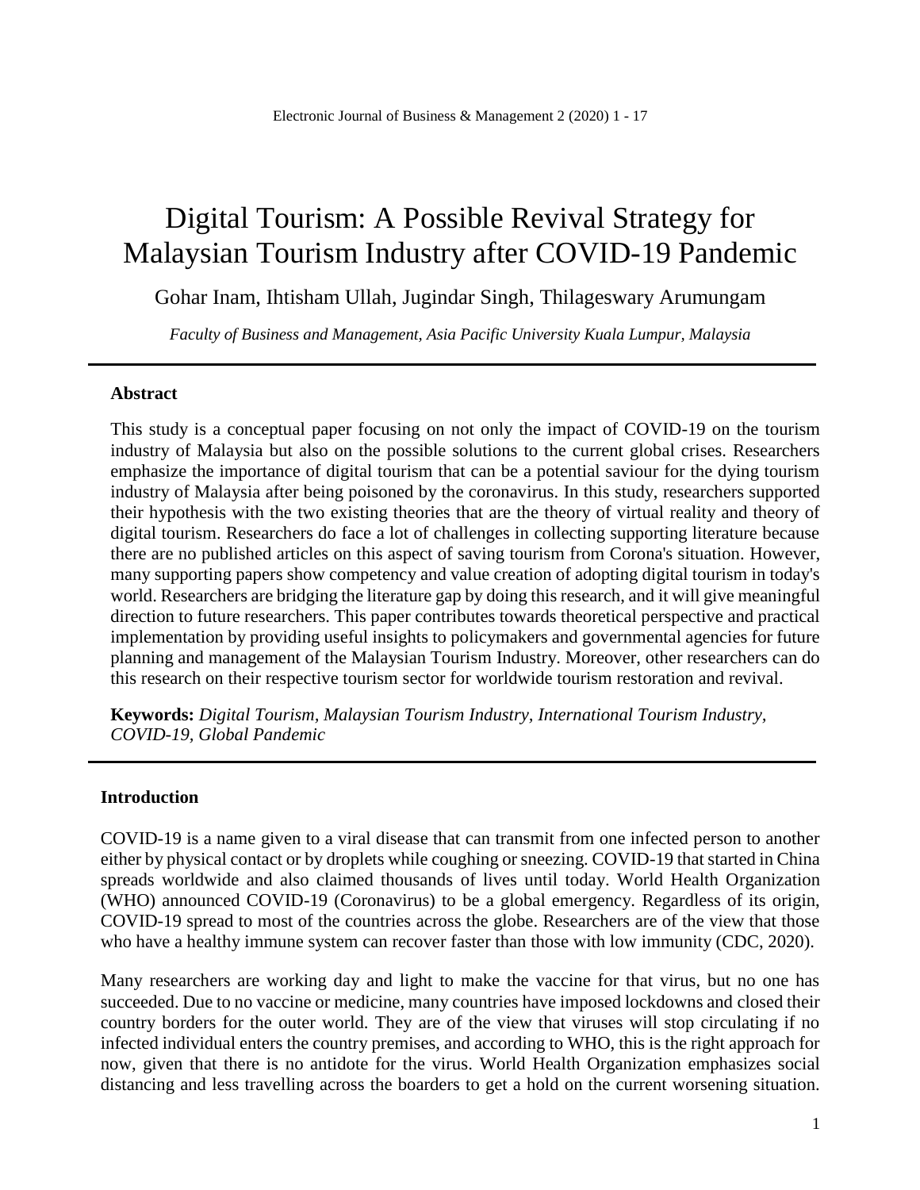# Digital Tourism: A Possible Revival Strategy for Malaysian Tourism Industry after COVID-19 Pandemic

Gohar Inam, Ihtisham Ullah, Jugindar Singh, Thilageswary Arumungam

*Faculty of Business and Management, Asia Pacific University Kuala Lumpur, Malaysia*

## Abstract

This study is a conceptual paper focusing on not only the impact of COVID-19 on the tourism industry of Malaysia but also on the possible solutions to the current global crises. Researchers emphasize the importance of digital tourism that can be a potential saviour for the dying tourism industry of Malaysia after being poisoned by the coronavirus. In this study, researchers supported their hypothesis with the two existing theories that are the theory of virtual reality and theory of digital tourism. Researchers do face a lot of challenges in collecting supporting literature because there are no published articles on this aspect of saving tourism from Corona's situation. However, many supporting papers show competency and value creation of adopting digital tourism in today's world. Researchers are bridging the literature gap by doing this research, and it will give meaningful direction to future researchers. This paper contributes towards theoretical perspective and practical implementation by providing useful insights to policymakers and governmental agencies for future planning and management of the Malaysian Tourism Industry. Moreover, other researchers can do this research on their respective tourism sector for worldwide tourism restoration and revival.

**Keywords:** *Digital Tourism, Malaysian Tourism Industry, International Tourism Industry, COVID-19, Global Pandemic*

## Introduction

COVID-19 is a name given to a viral disease that can transmit from one infected person to another either by physical contact or by droplets while coughing or sneezing. COVID-19 that started in China spreads worldwide and also claimed thousands of lives until today. World Health Organization (WHO) announced COVID-19 (Coronavirus) to be a global emergency. Regardless of its origin, COVID-19 spread to most of the countries across the globe. Researchers are of the view that those who have a healthy immune system can recover faster than those with low immunity (CDC, 2020).

Many researchers are working day and light to make the vaccine for that virus, but no one has succeeded. Due to no vaccine or medicine, many countries have imposed lockdowns and closed their country borders for the outer world. They are of the view that viruses will stop circulating if no infected individual enters the country premises, and according to WHO, this is the right approach for now, given that there is no antidote for the virus. World Health Organization emphasizes social distancing and less travelling across the boarders to get a hold on the current worsening situation.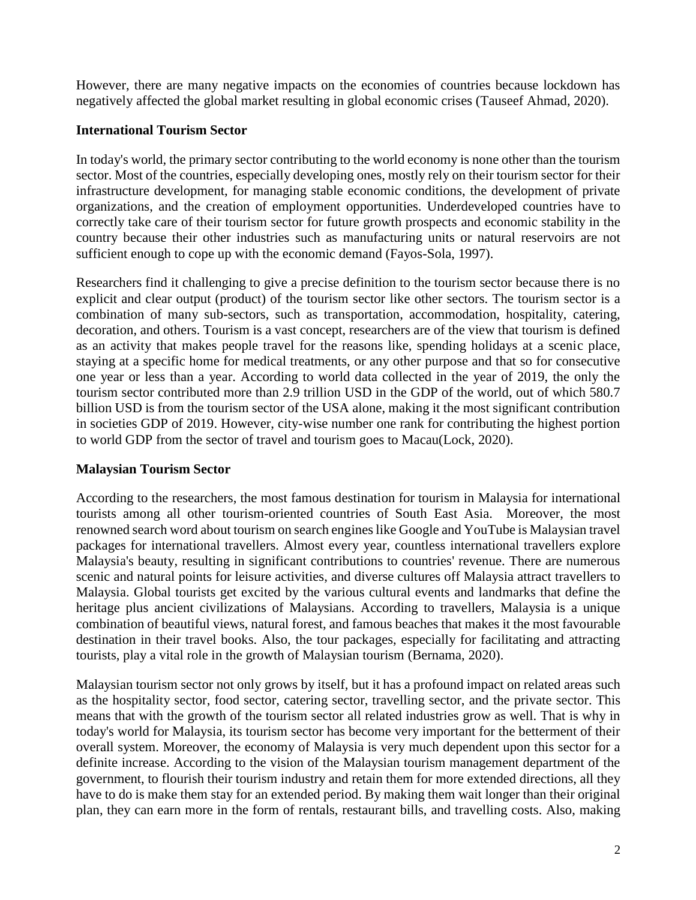However, there are many negative impacts on the economies of countries because lockdown has negatively affected the global market resulting in global economic crises (Tauseef Ahmad, 2020).

## International Tourism Sector

In today's world, the primary sector contributing to the world economy is none other than the tourism sector. Most of the countries, especially developing ones, mostly rely on their tourism sector for their infrastructure development, for managing stable economic conditions, the development of private organizations, and the creation of employment opportunities. Underdeveloped countries have to correctly take care of their tourism sector for future growth prospects and economic stability in the country because their other industries such as manufacturing units or natural reservoirs are not sufficient enough to cope up with the economic demand (Fayos-Sola, 1997).

Researchers find it challenging to give a precise definition to the tourism sector because there is no explicit and clear output (product) of the tourism sector like other sectors. The tourism sector is a combination of many sub-sectors, such as transportation, accommodation, hospitality, catering, decoration, and others. Tourism is a vast concept, researchers are of the view that tourism is defined as an activity that makes people travel for the reasons like, spending holidays at a scenic place, staying at a specific home for medical treatments, or any other purpose and that so for consecutive one year or less than a year. According to world data collected in the year of 2019, the only the tourism sector contributed more than 2.9 trillion USD in the GDP of the world, out of which 580.7 billion USD is from the tourism sector of the USA alone, making it the most significant contribution in societies GDP of 2019. However, city-wise number one rank for contributing the highest portion to world GDP from the sector of travel and tourism goes to Macau(Lock, 2020).

## Malaysian Tourism Sector

According to the researchers, the most famous destination for tourism in Malaysia for international tourists among all other tourism-oriented countries of South East Asia. Moreover, the most renowned search word about tourism on search engines like Google and YouTube is Malaysian travel packages for international travellers. Almost every year, countless international travellers explore Malaysia's beauty, resulting in significant contributions to countries' revenue. There are numerous scenic and natural points for leisure activities, and diverse cultures off Malaysia attract travellers to Malaysia. Global tourists get excited by the various cultural events and landmarks that define the heritage plus ancient civilizations of Malaysians. According to travellers, Malaysia is a unique combination of beautiful views, natural forest, and famous beaches that makes it the most favourable destination in their travel books. Also, the tour packages, especially for facilitating and attracting tourists, play a vital role in the growth of Malaysian tourism (Bernama, 2020).

Malaysian tourism sector not only grows by itself, but it has a profound impact on related areas such as the hospitality sector, food sector, catering sector, travelling sector, and the private sector. This means that with the growth of the tourism sector all related industries grow as well. That is why in today's world for Malaysia, its tourism sector has become very important for the betterment of their overall system. Moreover, the economy of Malaysia is very much dependent upon this sector for a definite increase. According to the vision of the Malaysian tourism management department of the government, to flourish their tourism industry and retain them for more extended directions, all they have to do is make them stay for an extended period. By making them wait longer than their original plan, they can earn more in the form of rentals, restaurant bills, and travelling costs. Also, making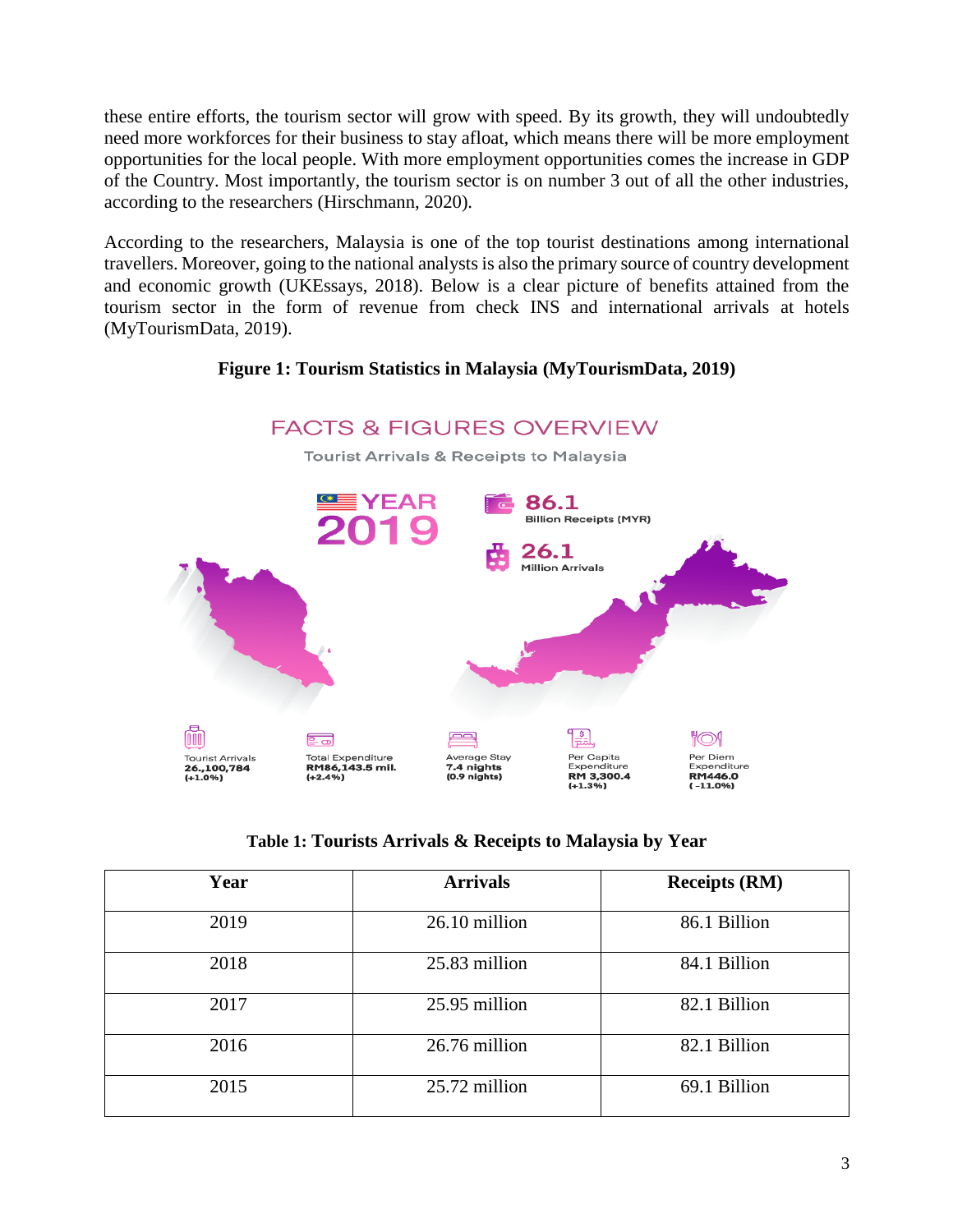these entire efforts, the tourism sector will grow with speed. By its growth, they will undoubtedly need more workforces for their business to stay afloat, which means there will be more employment opportunities for the local people. With more employment opportunities comes the increase in GDP of the Country. Most importantly, the tourism sector is on number 3 out of all the other industries, according to the researchers (Hirschmann, 2020).

According to the researchers, Malaysia is one of the top tourist destinations among international travellers. Moreover, going to the national analysts is also the primary source of country development and economic growth (UKEssays, 2018). Below is a clear picture of benefits attained from the tourism sector in the form of revenue from check INS and international arrivals at hotels (MyTourismData, 2019).

**Figure 1: Tourism Statistics in Malaysia (MyTourismData, 2019)**

FACTS & FIGURES OVERVIEW

Tourist Arrivals & Receipts to Malaysia

YEAR 2019

86.1 Billion Receipts (MYR)

26.1 Million Arrivals

Tourist Arrivals 26.,100,784 (+1.0%)

Total Expenditure RM86,143.5 mil. (+2.4%)

Average Stay 7.4 nights (0.9 nights)

Per Capita Expenditure RM 3,300.4 (+1.3%)

Per Diem Expenditure RM446.0 ( -11.0%)

**Table 1: Tourists Arrivals & Receipts to Malaysia by Year**

| Year | Arrivals | Receipts (RM) |
|---|---|---|
| 2019 | 26.10 million | 86.1 Billion |
| 2018 | 25.83 million | 84.1 Billion |
| 2017 | 25.95 million | 82.1 Billion |
| 2016 | 26.76 million | 82.1 Billion |
| 2015 | 25.72 million | 69.1 Billion |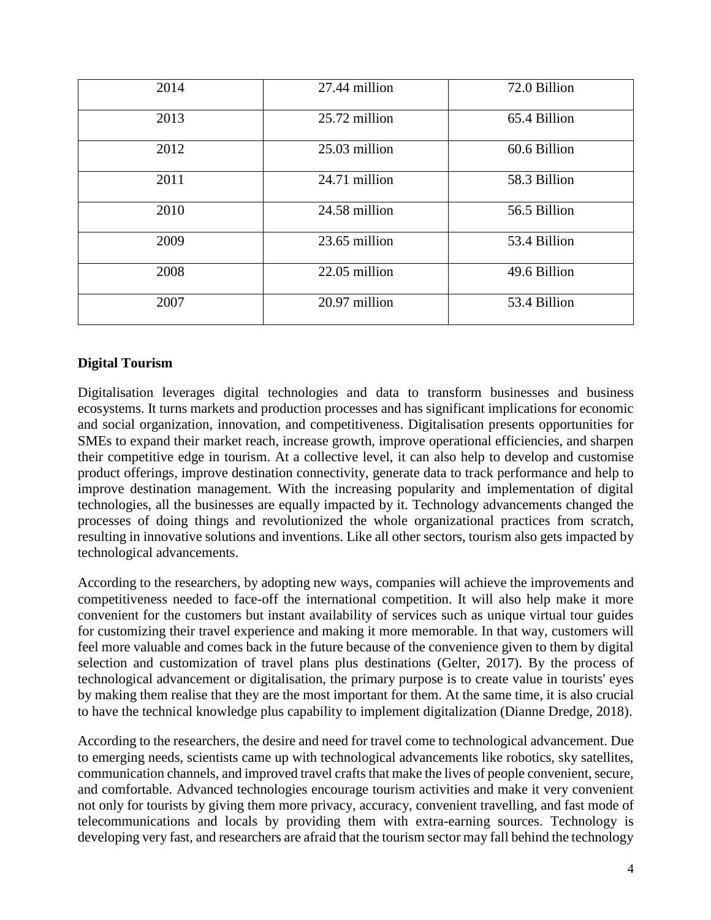| 2014 | 27.44 million | 72.0 Billion |
|---|---|---|
| 2013 | 25.72 million | 65.4 Billion |
| 2012 | 25.03 million | 60.6 Billion |
| 2011 | 24.71 million | 58.3 Billion |
| 2010 | 24.58 million | 56.5 Billion |
| 2009 | 23.65 million | 53.4 Billion |
| 2008 | 22.05 million | 49.6 Billion |
| 2007 | 20.97 million | 53.4 Billion |

**Digital Tourism**

Digitalisation leverages digital technologies and data to transform businesses and business ecosystems. It turns markets and production processes and has significant implications for economic and social organization, innovation, and competitiveness. Digitalisation presents opportunities for SMEs to expand their market reach, increase growth, improve operational efficiencies, and sharpen their competitive edge in tourism. At a collective level, it can also help to develop and customise product offerings, improve destination connectivity, generate data to track performance and help to improve destination management. With the increasing popularity and implementation of digital technologies, all the businesses are equally impacted by it. Technology advancements changed the processes of doing things and revolutionized the whole organizational practices from scratch, resulting in innovative solutions and inventions. Like all other sectors, tourism also gets impacted by technological advancements.

According to the researchers, by adopting new ways, companies will achieve the improvements and competitiveness needed to face-off the international competition. It will also help make it more convenient for the customers but instant availability of services such as unique virtual tour guides for customizing their travel experience and making it more memorable. In that way, customers will feel more valuable and comes back in the future because of the convenience given to them by digital selection and customization of travel plans plus destinations (Gelter, 2017). By the process of technological advancement or digitalisation, the primary purpose is to create value in tourists' eyes by making them realise that they are the most important for them. At the same time, it is also crucial to have the technical knowledge plus capability to implement digitalization (Dianne Dredge, 2018).

According to the researchers, the desire and need for travel come to technological advancement. Due to emerging needs, scientists came up with technological advancements like robotics, sky satellites, communication channels, and improved travel crafts that make the lives of people convenient, secure, and comfortable. Advanced technologies encourage tourism activities and make it very convenient not only for tourists by giving them more privacy, accuracy, convenient travelling, and fast mode of telecommunications and locals by providing them with extra-earning sources. Technology is developing very fast, and researchers are afraid that the tourism sector may fall behind the technology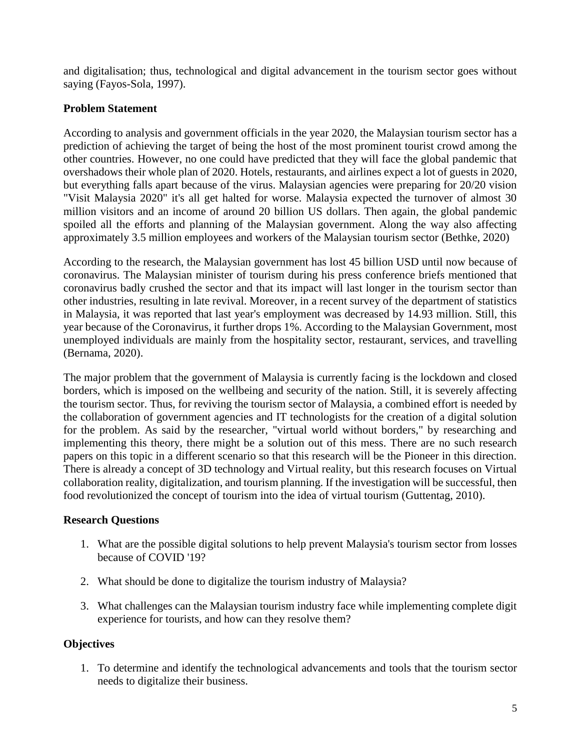and digitalisation; thus, technological and digital advancement in the tourism sector goes without saying (Fayos-Sola, 1997).

**Problem Statement**

According to analysis and government officials in the year 2020, the Malaysian tourism sector has a prediction of achieving the target of being the host of the most prominent tourist crowd among the other countries. However, no one could have predicted that they will face the global pandemic that overshadows their whole plan of 2020. Hotels, restaurants, and airlines expect a lot of guests in 2020, but everything falls apart because of the virus. Malaysian agencies were preparing for 20/20 vision "Visit Malaysia 2020" it's all get halted for worse. Malaysia expected the turnover of almost 30 million visitors and an income of around 20 billion US dollars. Then again, the global pandemic spoiled all the efforts and planning of the Malaysian government. Along the way also affecting approximately 3.5 million employees and workers of the Malaysian tourism sector (Bethke, 2020)

According to the research, the Malaysian government has lost 45 billion USD until now because of coronavirus. The Malaysian minister of tourism during his press conference briefs mentioned that coronavirus badly crushed the sector and that its impact will last longer in the tourism sector than other industries, resulting in late revival. Moreover, in a recent survey of the department of statistics in Malaysia, it was reported that last year's employment was decreased by 14.93 million. Still, this year because of the Coronavirus, it further drops 1%. According to the Malaysian Government, most unemployed individuals are mainly from the hospitality sector, restaurant, services, and travelling (Bernama, 2020).

The major problem that the government of Malaysia is currently facing is the lockdown and closed borders, which is imposed on the wellbeing and security of the nation. Still, it is severely affecting the tourism sector. Thus, for reviving the tourism sector of Malaysia, a combined effort is needed by the collaboration of government agencies and IT technologists for the creation of a digital solution for the problem. As said by the researcher, "virtual world without borders," by researching and implementing this theory, there might be a solution out of this mess. There are no such research papers on this topic in a different scenario so that this research will be the Pioneer in this direction. There is already a concept of 3D technology and Virtual reality, but this research focuses on Virtual collaboration reality, digitalization, and tourism planning. If the investigation will be successful, then food revolutionized the concept of tourism into the idea of virtual tourism (Guttentag, 2010).

**Research Questions**

1. What are the possible digital solutions to help prevent Malaysia's tourism sector from losses because of COVID '19?
2. What should be done to digitalize the tourism industry of Malaysia?
3. What challenges can the Malaysian tourism industry face while implementing complete digit experience for tourists, and how can they resolve them?

**Objectives**

1. To determine and identify the technological advancements and tools that the tourism sector needs to digitalize their business.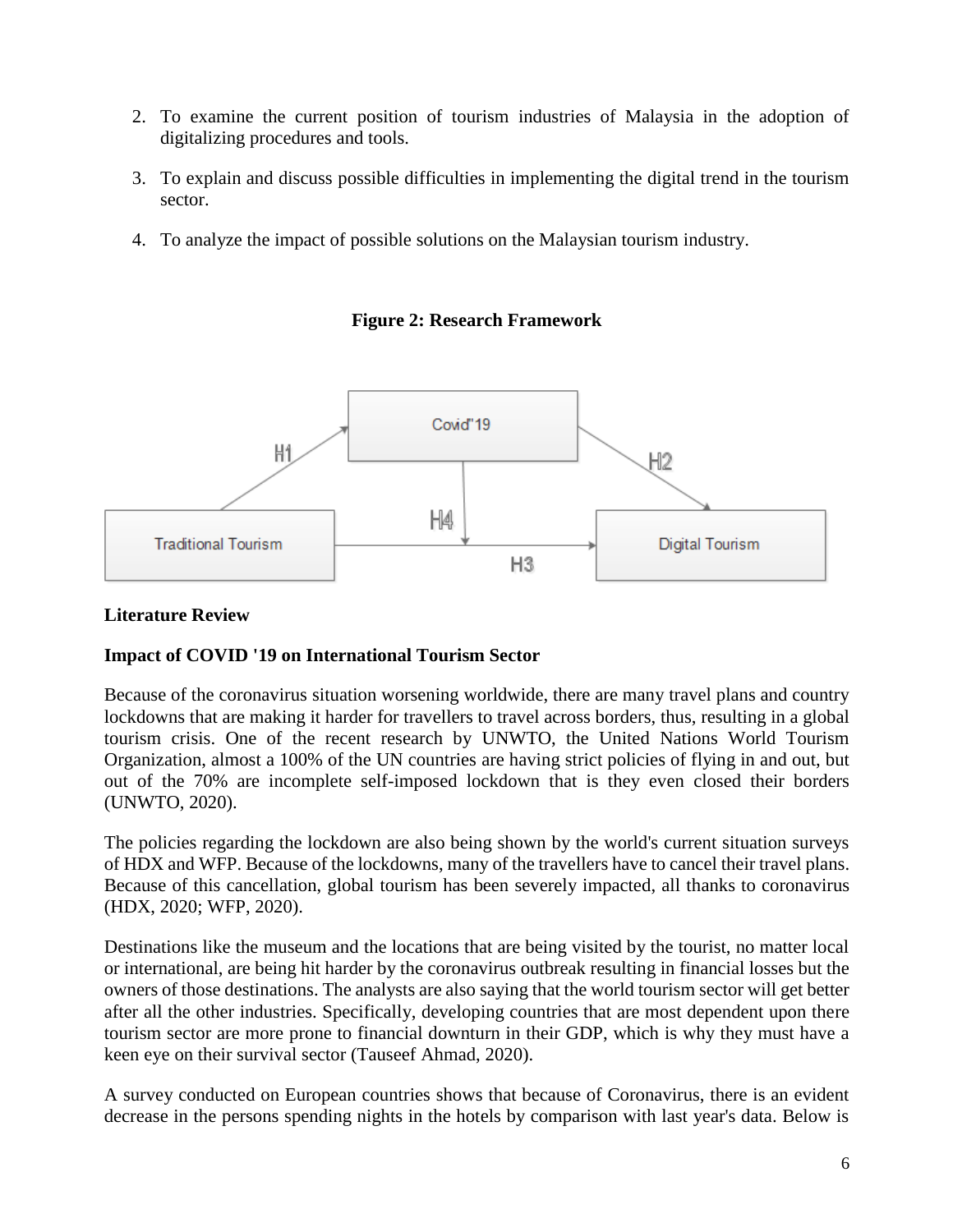2. To examine the current position of tourism industries of Malaysia in the adoption of digitalizing procedures and tools.
3. To explain and discuss possible difficulties in implementing the digital trend in the tourism sector.
4. To analyze the impact of possible solutions on the Malaysian tourism industry.

**Figure 2: Research Framework**

Covid"19

H1 H2 H4 H3

Traditional Tourism

Digital Tourism

## Literature Review

### Impact of COVID '19 on International Tourism Sector

Because of the coronavirus situation worsening worldwide, there are many travel plans and country lockdowns that are making it harder for travellers to travel across borders, thus, resulting in a global tourism crisis. One of the recent research by UNWTO, the United Nations World Tourism Organization, almost a 100% of the UN countries are having strict policies of flying in and out, but out of the 70% are incomplete self-imposed lockdown that is they even closed their borders (UNWTO, 2020).

The policies regarding the lockdown are also being shown by the world's current situation surveys of HDX and WFP. Because of the lockdowns, many of the travellers have to cancel their travel plans. Because of this cancellation, global tourism has been severely impacted, all thanks to coronavirus (HDX, 2020; WFP, 2020).

Destinations like the museum and the locations that are being visited by the tourist, no matter local or international, are being hit harder by the coronavirus outbreak resulting in financial losses but the owners of those destinations. The analysts are also saying that the world tourism sector will get better after all the other industries. Specifically, developing countries that are most dependent upon there tourism sector are more prone to financial downturn in their GDP, which is why they must have a keen eye on their survival sector (Tauseef Ahmad, 2020).

A survey conducted on European countries shows that because of Coronavirus, there is an evident decrease in the persons spending nights in the hotels by comparison with last year's data. Below is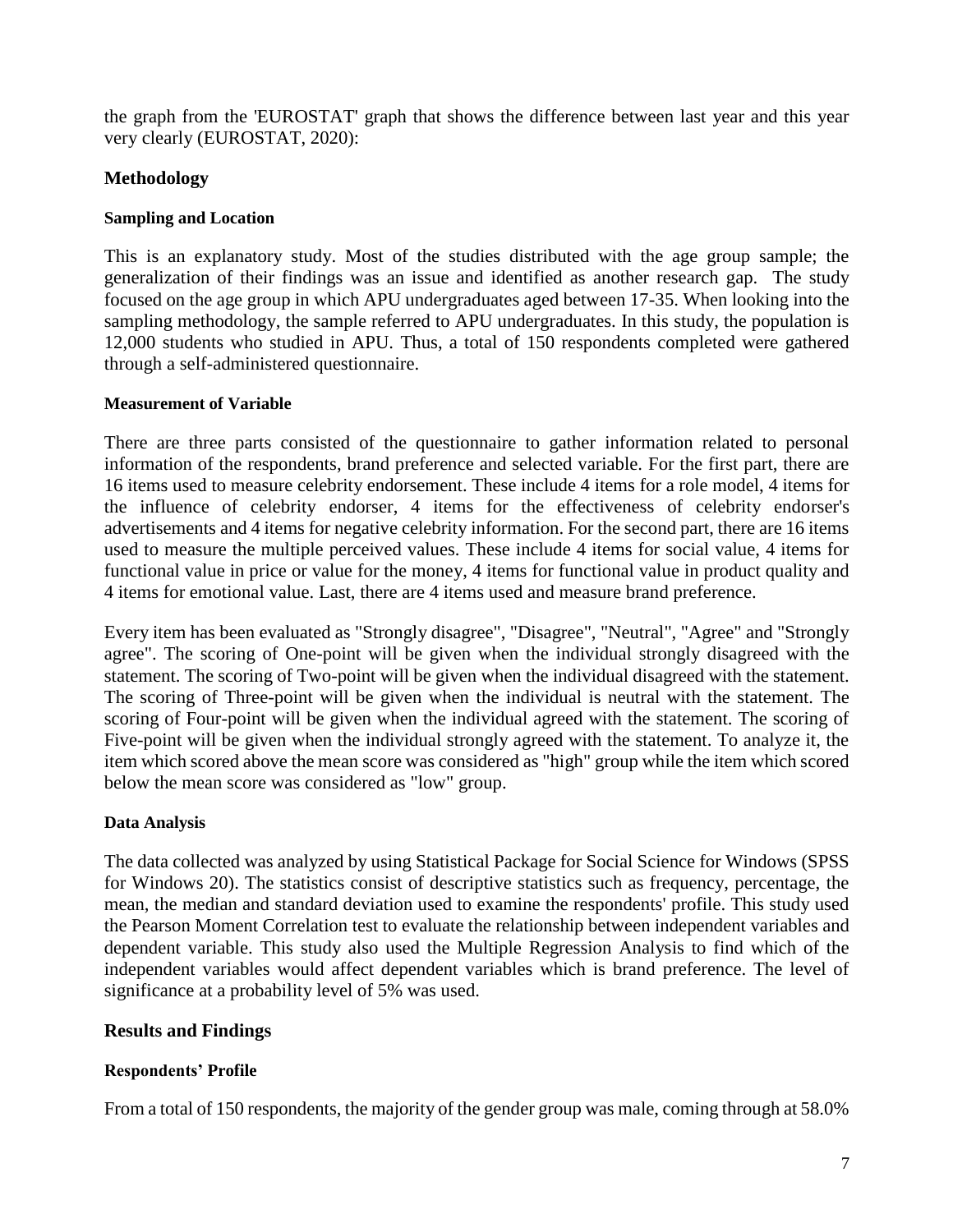the graph from the 'EUROSTAT' graph that shows the difference between last year and this year very clearly (EUROSTAT, 2020):

## Methodology

### Sampling and Location

This is an explanatory study. Most of the studies distributed with the age group sample; the generalization of their findings was an issue and identified as another research gap. The study focused on the age group in which APU undergraduates aged between 17-35. When looking into the sampling methodology, the sample referred to APU undergraduates. In this study, the population is 12,000 students who studied in APU. Thus, a total of 150 respondents completed were gathered through a self-administered questionnaire.

### Measurement of Variable

There are three parts consisted of the questionnaire to gather information related to personal information of the respondents, brand preference and selected variable. For the first part, there are 16 items used to measure celebrity endorsement. These include 4 items for a role model, 4 items for the influence of celebrity endorser, 4 items for the effectiveness of celebrity endorser's advertisements and 4 items for negative celebrity information. For the second part, there are 16 items used to measure the multiple perceived values. These include 4 items for social value, 4 items for functional value in price or value for the money, 4 items for functional value in product quality and 4 items for emotional value. Last, there are 4 items used and measure brand preference.

Every item has been evaluated as "Strongly disagree", "Disagree", "Neutral", "Agree" and "Strongly agree". The scoring of One-point will be given when the individual strongly disagreed with the statement. The scoring of Two-point will be given when the individual disagreed with the statement. The scoring of Three-point will be given when the individual is neutral with the statement. The scoring of Four-point will be given when the individual agreed with the statement. The scoring of Five-point will be given when the individual strongly agreed with the statement. To analyze it, the item which scored above the mean score was considered as "high" group while the item which scored below the mean score was considered as "low" group.

### Data Analysis

The data collected was analyzed by using Statistical Package for Social Science for Windows (SPSS for Windows 20). The statistics consist of descriptive statistics such as frequency, percentage, the mean, the median and standard deviation used to examine the respondents' profile. This study used the Pearson Moment Correlation test to evaluate the relationship between independent variables and dependent variable. This study also used the Multiple Regression Analysis to find which of the independent variables would affect dependent variables which is brand preference. The level of significance at a probability level of 5% was used.

## Results and Findings

### Respondents' Profile

From a total of 150 respondents, the majority of the gender group was male, coming through at 58.0%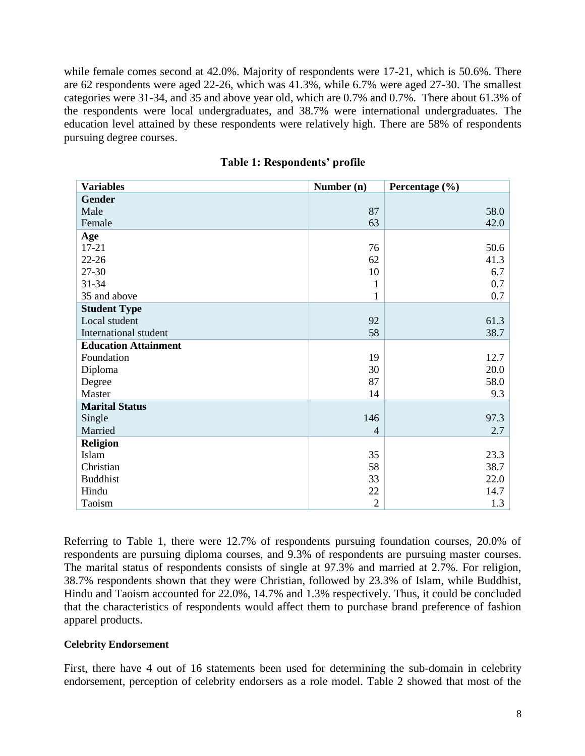while female comes second at 42.0%. Majority of respondents were 17-21, which is 50.6%. There are 62 respondents were aged 22-26, which was 41.3%, while 6.7% were aged 27-30. The smallest categories were 31-34, and 35 and above year old, which are 0.7% and 0.7%. There about 61.3% of the respondents were local undergraduates, and 38.7% were international undergraduates. The education level attained by these respondents were relatively high. There are 58% of respondents pursuing degree courses.

**Table 1: Respondents' profile**

| Variables | Number (n) | Percentage (%) |
|---|---|---|
| **Gender** | | |
| Male | 87 | 58.0 |
| Female | 63 | 42.0 |
| **Age** | | |
| 17-21 | 76 | 50.6 |
| 22-26 | 62 | 41.3 |
| 27-30 | 10 | 6.7 |
| 31-34 | 1 | 0.7 |
| 35 and above | 1 | 0.7 |
| **Student Type** | | |
| Local student | 92 | 61.3 |
| International student | 58 | 38.7 |
| **Education Attainment** | | |
| Foundation | 19 | 12.7 |
| Diploma | 30 | 20.0 |
| Degree | 87 | 58.0 |
| Master | 14 | 9.3 |
| **Marital Status** | | |
| Single | 146 | 97.3 |
| Married | 4 | 2.7 |
| **Religion** | | |
| Islam | 35 | 23.3 |
| Christian | 58 | 38.7 |
| Buddhist | 33 | 22.0 |
| Hindu | 22 | 14.7 |
| Taoism | 2 | 1.3 |

Referring to Table 1, there were 12.7% of respondents pursuing foundation courses, 20.0% of respondents are pursuing diploma courses, and 9.3% of respondents are pursuing master courses. The marital status of respondents consists of single at 97.3% and married at 2.7%. For religion, 38.7% respondents shown that they were Christian, followed by 23.3% of Islam, while Buddhist, Hindu and Taoism accounted for 22.0%, 14.7% and 1.3% respectively. Thus, it could be concluded that the characteristics of respondents would affect them to purchase brand preference of fashion apparel products.

**Celebrity Endorsement**

First, there have 4 out of 16 statements been used for determining the sub-domain in celebrity endorsement, perception of celebrity endorsers as a role model. Table 2 showed that most of the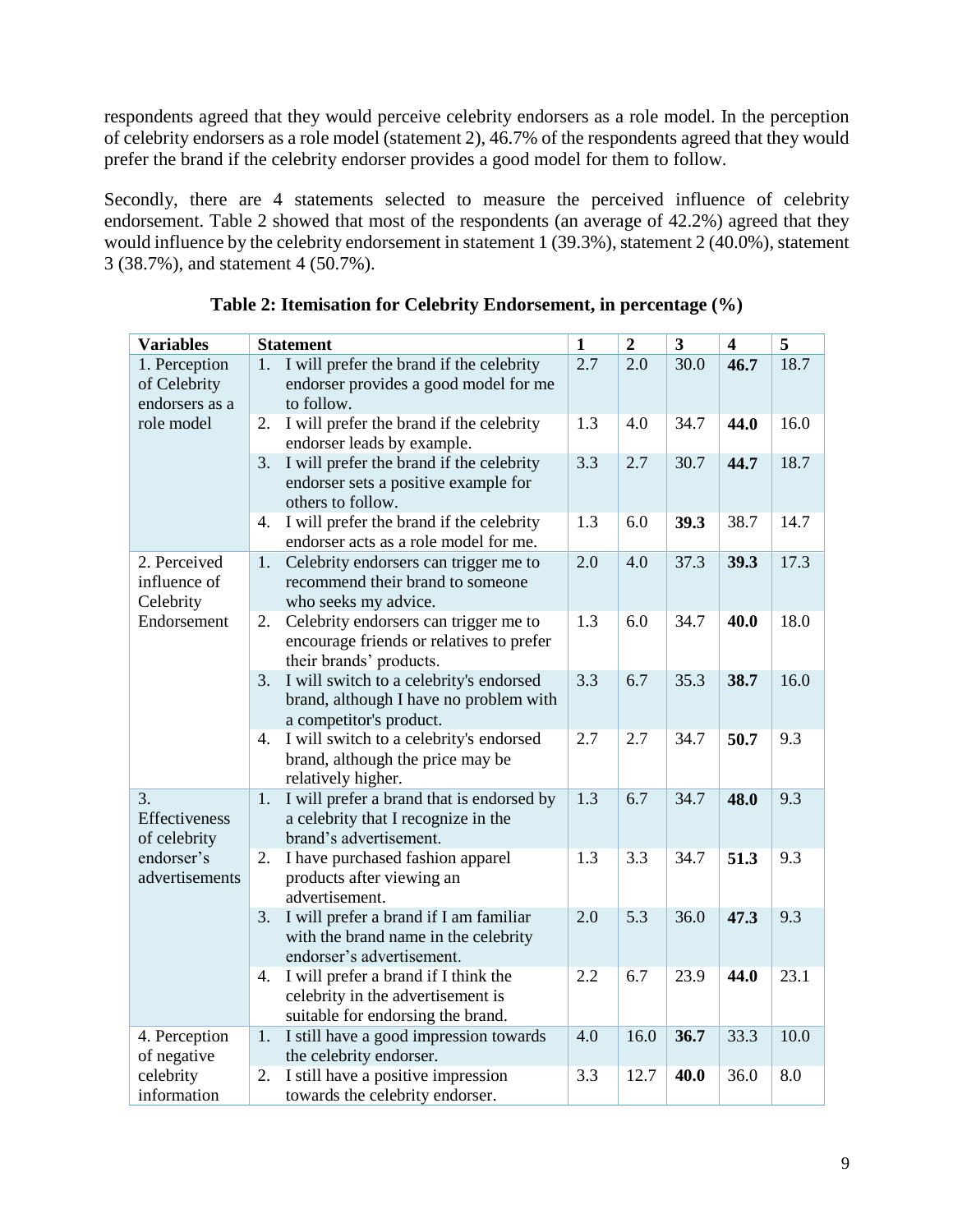respondents agreed that they would perceive celebrity endorsers as a role model. In the perception of celebrity endorsers as a role model (statement 2), 46.7% of the respondents agreed that they would prefer the brand if the celebrity endorser provides a good model for them to follow.

Secondly, there are 4 statements selected to measure the perceived influence of celebrity endorsement. Table 2 showed that most of the respondents (an average of 42.2%) agreed that they would influence by the celebrity endorsement in statement 1 (39.3%), statement 2 (40.0%), statement 3 (38.7%), and statement 4 (50.7%).

**Table 2: Itemisation for Celebrity Endorsement, in percentage (%)**

| Variables | Statement | 1 | 2 | 3 | 4 | 5 |
|---|---|---|---|---|---|---|
| 1. Perception of Celebrity endorsers as a role model | 1. I will prefer the brand if the celebrity endorser provides a good model for me to follow. | 2.7 | 2.0 | 30.0 | **46.7** | 18.7 |
| | 2. I will prefer the brand if the celebrity endorser leads by example. | 1.3 | 4.0 | 34.7 | **44.0** | 16.0 |
| | 3. I will prefer the brand if the celebrity endorser sets a positive example for others to follow. | 3.3 | 2.7 | 30.7 | **44.7** | 18.7 |
| | 4. I will prefer the brand if the celebrity endorser acts as a role model for me. | 1.3 | 6.0 | **39.3** | 38.7 | 14.7 |
| 2. Perceived influence of Celebrity Endorsement | 1. Celebrity endorsers can trigger me to recommend their brand to someone who seeks my advice. | 2.0 | 4.0 | 37.3 | **39.3** | 17.3 |
| | 2. Celebrity endorsers can trigger me to encourage friends or relatives to prefer their brands' products. | 1.3 | 6.0 | 34.7 | **40.0** | 18.0 |
| | 3. I will switch to a celebrity's endorsed brand, although I have no problem with a competitor's product. | 3.3 | 6.7 | 35.3 | **38.7** | 16.0 |
| | 4. I will switch to a celebrity's endorsed brand, although the price may be relatively higher. | 2.7 | 2.7 | 34.7 | **50.7** | 9.3 |
| 3. Effectiveness of celebrity endorser's advertisements | 1. I will prefer a brand that is endorsed by a celebrity that I recognize in the brand's advertisement. | 1.3 | 6.7 | 34.7 | **48.0** | 9.3 |
| | 2. I have purchased fashion apparel products after viewing an advertisement. | 1.3 | 3.3 | 34.7 | **51.3** | 9.3 |
| | 3. I will prefer a brand if I am familiar with the brand name in the celebrity endorser's advertisement. | 2.0 | 5.3 | 36.0 | **47.3** | 9.3 |
| | 4. I will prefer a brand if I think the celebrity in the advertisement is suitable for endorsing the brand. | 2.2 | 6.7 | 23.9 | **44.0** | 23.1 |
| 4. Perception of negative celebrity information | 1. I still have a good impression towards the celebrity endorser. | 4.0 | 16.0 | **36.7** | 33.3 | 10.0 |
| | 2. I still have a positive impression towards the celebrity endorser. | 3.3 | 12.7 | **40.0** | 36.0 | 8.0 |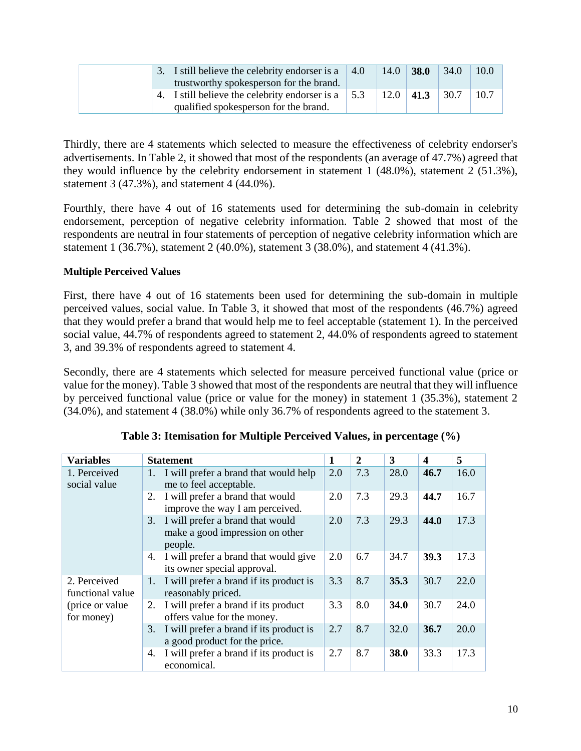|  | Statement | 1 | 2 | 3 | 4 | 5 |
|---|---|---|---|---|---|---|
|  | 3. I still believe the celebrity endorser is a trustworthy spokesperson for the brand. | 4.0 | 14.0 | **38.0** | 34.0 | 10.0 |
|  | 4. I still believe the celebrity endorser is a qualified spokesperson for the brand. | 5.3 | 12.0 | **41.3** | 30.7 | 10.7 |

Thirdly, there are 4 statements which selected to measure the effectiveness of celebrity endorser's advertisements. In Table 2, it showed that most of the respondents (an average of 47.7%) agreed that they would influence by the celebrity endorsement in statement 1 (48.0%), statement 2 (51.3%), statement 3 (47.3%), and statement 4 (44.0%).

Fourthly, there have 4 out of 16 statements used for determining the sub-domain in celebrity endorsement, perception of negative celebrity information. Table 2 showed that most of the respondents are neutral in four statements of perception of negative celebrity information which are statement 1 (36.7%), statement 2 (40.0%), statement 3 (38.0%), and statement 4 (41.3%).

**Multiple Perceived Values**

First, there have 4 out of 16 statements been used for determining the sub-domain in multiple perceived values, social value. In Table 3, it showed that most of the respondents (46.7%) agreed that they would prefer a brand that would help me to feel acceptable (statement 1). In the perceived social value, 44.7% of respondents agreed to statement 2, 44.0% of respondents agreed to statement 3, and 39.3% of respondents agreed to statement 4.

Secondly, there are 4 statements which selected for measure perceived functional value (price or value for the money). Table 3 showed that most of the respondents are neutral that they will influence by perceived functional value (price or value for the money) in statement 1 (35.3%), statement 2 (34.0%), and statement 4 (38.0%) while only 36.7% of respondents agreed to the statement 3.

**Table 3: Itemisation for Multiple Perceived Values, in percentage (%)**

| Variables | Statement | 1 | 2 | 3 | 4 | 5 |
|---|---|---|---|---|---|---|
| 1. Perceived social value | 1. I will prefer a brand that would help me to feel acceptable. | 2.0 | 7.3 | 28.0 | **46.7** | 16.0 |
|  | 2. I will prefer a brand that would improve the way I am perceived. | 2.0 | 7.3 | 29.3 | **44.7** | 16.7 |
|  | 3. I will prefer a brand that would make a good impression on other people. | 2.0 | 7.3 | 29.3 | **44.0** | 17.3 |
|  | 4. I will prefer a brand that would give its owner special approval. | 2.0 | 6.7 | 34.7 | **39.3** | 17.3 |
| 2. Perceived functional value (price or value for money) | 1. I will prefer a brand if its product is reasonably priced. | 3.3 | 8.7 | **35.3** | 30.7 | 22.0 |
|  | 2. I will prefer a brand if its product offers value for the money. | 3.3 | 8.0 | **34.0** | 30.7 | 24.0 |
|  | 3. I will prefer a brand if its product is a good product for the price. | 2.7 | 8.7 | 32.0 | **36.7** | 20.0 |
|  | 4. I will prefer a brand if its product is economical. | 2.7 | 8.7 | **38.0** | 33.3 | 17.3 |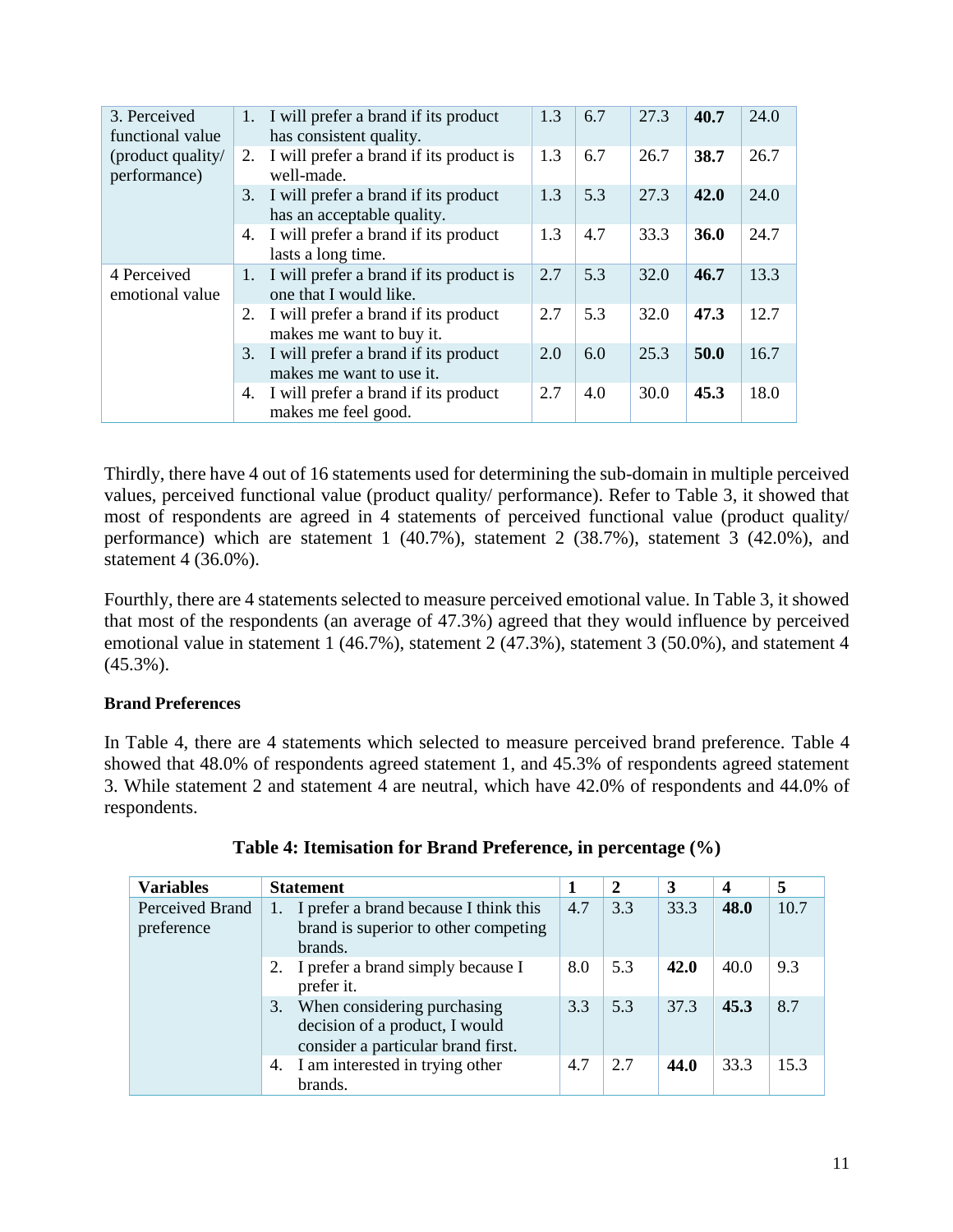| | | | | | | |
|---|---|---|---|---|---|---|
| 3. Perceived functional value (product quality/ performance) | 1. I will prefer a brand if its product has consistent quality. | 1.3 | 6.7 | 27.3 | **40.7** | 24.0 |
| | 2. I will prefer a brand if its product is well-made. | 1.3 | 6.7 | 26.7 | **38.7** | 26.7 |
| | 3. I will prefer a brand if its product has an acceptable quality. | 1.3 | 5.3 | 27.3 | **42.0** | 24.0 |
| | 4. I will prefer a brand if its product lasts a long time. | 1.3 | 4.7 | 33.3 | **36.0** | 24.7 |
| 4 Perceived emotional value | 1. I will prefer a brand if its product is one that I would like. | 2.7 | 5.3 | 32.0 | **46.7** | 13.3 |
| | 2. I will prefer a brand if its product makes me want to buy it. | 2.7 | 5.3 | 32.0 | **47.3** | 12.7 |
| | 3. I will prefer a brand if its product makes me want to use it. | 2.0 | 6.0 | 25.3 | **50.0** | 16.7 |
| | 4. I will prefer a brand if its product makes me feel good. | 2.7 | 4.0 | 30.0 | **45.3** | 18.0 |

Thirdly, there have 4 out of 16 statements used for determining the sub-domain in multiple perceived values, perceived functional value (product quality/ performance). Refer to Table 3, it showed that most of respondents are agreed in 4 statements of perceived functional value (product quality/ performance) which are statement 1 (40.7%), statement 2 (38.7%), statement 3 (42.0%), and statement 4 (36.0%).

Fourthly, there are 4 statements selected to measure perceived emotional value. In Table 3, it showed that most of the respondents (an average of 47.3%) agreed that they would influence by perceived emotional value in statement 1 (46.7%), statement 2 (47.3%), statement 3 (50.0%), and statement 4 (45.3%).

**Brand Preferences**

In Table 4, there are 4 statements which selected to measure perceived brand preference. Table 4 showed that 48.0% of respondents agreed statement 1, and 45.3% of respondents agreed statement 3. While statement 2 and statement 4 are neutral, which have 42.0% of respondents and 44.0% of respondents.

**Table 4: Itemisation for Brand Preference, in percentage (%)**

| Variables | Statement | 1 | 2 | 3 | 4 | 5 |
|---|---|---|---|---|---|---|
| Perceived Brand preference | 1. I prefer a brand because I think this brand is superior to other competing brands. | 4.7 | 3.3 | 33.3 | **48.0** | 10.7 |
| | 2. I prefer a brand simply because I prefer it. | 8.0 | 5.3 | **42.0** | 40.0 | 9.3 |
| | 3. When considering purchasing decision of a product, I would consider a particular brand first. | 3.3 | 5.3 | 37.3 | **45.3** | 8.7 |
| | 4. I am interested in trying other brands. | 4.7 | 2.7 | **44.0** | 33.3 | 15.3 |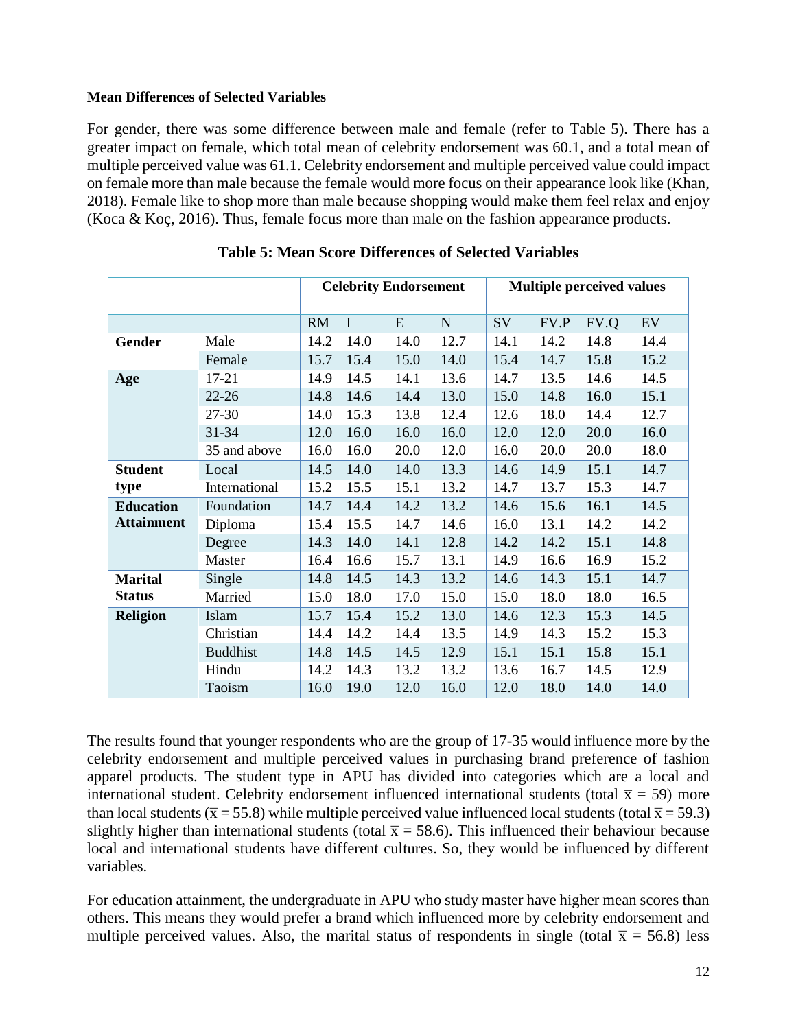**Mean Differences of Selected Variables**

For gender, there was some difference between male and female (refer to Table 5). There has a greater impact on female, which total mean of celebrity endorsement was 60.1, and a total mean of multiple perceived value was 61.1. Celebrity endorsement and multiple perceived value could impact on female more than male because the female would more focus on their appearance look like (Khan, 2018). Female like to shop more than male because shopping would make them feel relax and enjoy (Koca & Koç, 2016). Thus, female focus more than male on the fashion appearance products.

**Table 5: Mean Score Differences of Selected Variables**

| | | Celebrity Endorsement | | | | Multiple perceived values | | | |
|---|---|---|---|---|---|---|---|---|---|
| | | RM | I | E | N | SV | FV.P | FV.Q | EV |
| **Gender** | Male | 14.2 | 14.0 | 14.0 | 12.7 | 14.1 | 14.2 | 14.8 | 14.4 |
| | Female | 15.7 | 15.4 | 15.0 | 14.0 | 15.4 | 14.7 | 15.8 | 15.2 |
| **Age** | 17-21 | 14.9 | 14.5 | 14.1 | 13.6 | 14.7 | 13.5 | 14.6 | 14.5 |
| | 22-26 | 14.8 | 14.6 | 14.4 | 13.0 | 15.0 | 14.8 | 16.0 | 15.1 |
| | 27-30 | 14.0 | 15.3 | 13.8 | 12.4 | 12.6 | 18.0 | 14.4 | 12.7 |
| | 31-34 | 12.0 | 16.0 | 16.0 | 16.0 | 12.0 | 12.0 | 20.0 | 16.0 |
| | 35 and above | 16.0 | 16.0 | 20.0 | 12.0 | 16.0 | 20.0 | 20.0 | 18.0 |
| **Student type** | Local | 14.5 | 14.0 | 14.0 | 13.3 | 14.6 | 14.9 | 15.1 | 14.7 |
| | International | 15.2 | 15.5 | 15.1 | 13.2 | 14.7 | 13.7 | 15.3 | 14.7 |
| **Education Attainment** | Foundation | 14.7 | 14.4 | 14.2 | 13.2 | 14.6 | 15.6 | 16.1 | 14.5 |
| | Diploma | 15.4 | 15.5 | 14.7 | 14.6 | 16.0 | 13.1 | 14.2 | 14.2 |
| | Degree | 14.3 | 14.0 | 14.1 | 12.8 | 14.2 | 14.2 | 15.1 | 14.8 |
| | Master | 16.4 | 16.6 | 15.7 | 13.1 | 14.9 | 16.6 | 16.9 | 15.2 |
| **Marital Status** | Single | 14.8 | 14.5 | 14.3 | 13.2 | 14.6 | 14.3 | 15.1 | 14.7 |
| | Married | 15.0 | 18.0 | 17.0 | 15.0 | 15.0 | 18.0 | 18.0 | 16.5 |
| **Religion** | Islam | 15.7 | 15.4 | 15.2 | 13.0 | 14.6 | 12.3 | 15.3 | 14.5 |
| | Christian | 14.4 | 14.2 | 14.4 | 13.5 | 14.9 | 14.3 | 15.2 | 15.3 |
| | Buddhist | 14.8 | 14.5 | 14.5 | 12.9 | 15.1 | 15.1 | 15.8 | 15.1 |
| | Hindu | 14.2 | 14.3 | 13.2 | 13.2 | 13.6 | 16.7 | 14.5 | 12.9 |
| | Taoism | 16.0 | 19.0 | 12.0 | 16.0 | 12.0 | 18.0 | 14.0 | 14.0 |

The results found that younger respondents who are the group of 17-35 would influence more by the celebrity endorsement and multiple perceived values in purchasing brand preference of fashion apparel products. The student type in APU has divided into categories which are a local and international student. Celebrity endorsement influenced international students (total $\bar{x} = 59$) more than local students ($\bar{x} = 55.8$) while multiple perceived value influenced local students (total $\bar{x} = 59.3$) slightly higher than international students (total $\bar{x} = 58.6$). This influenced their behaviour because local and international students have different cultures. So, they would be influenced by different variables.

For education attainment, the undergraduate in APU who study master have higher mean scores than others. This means they would prefer a brand which influenced more by celebrity endorsement and multiple perceived values. Also, the marital status of respondents in single (total $\bar{x} = 56.8$) less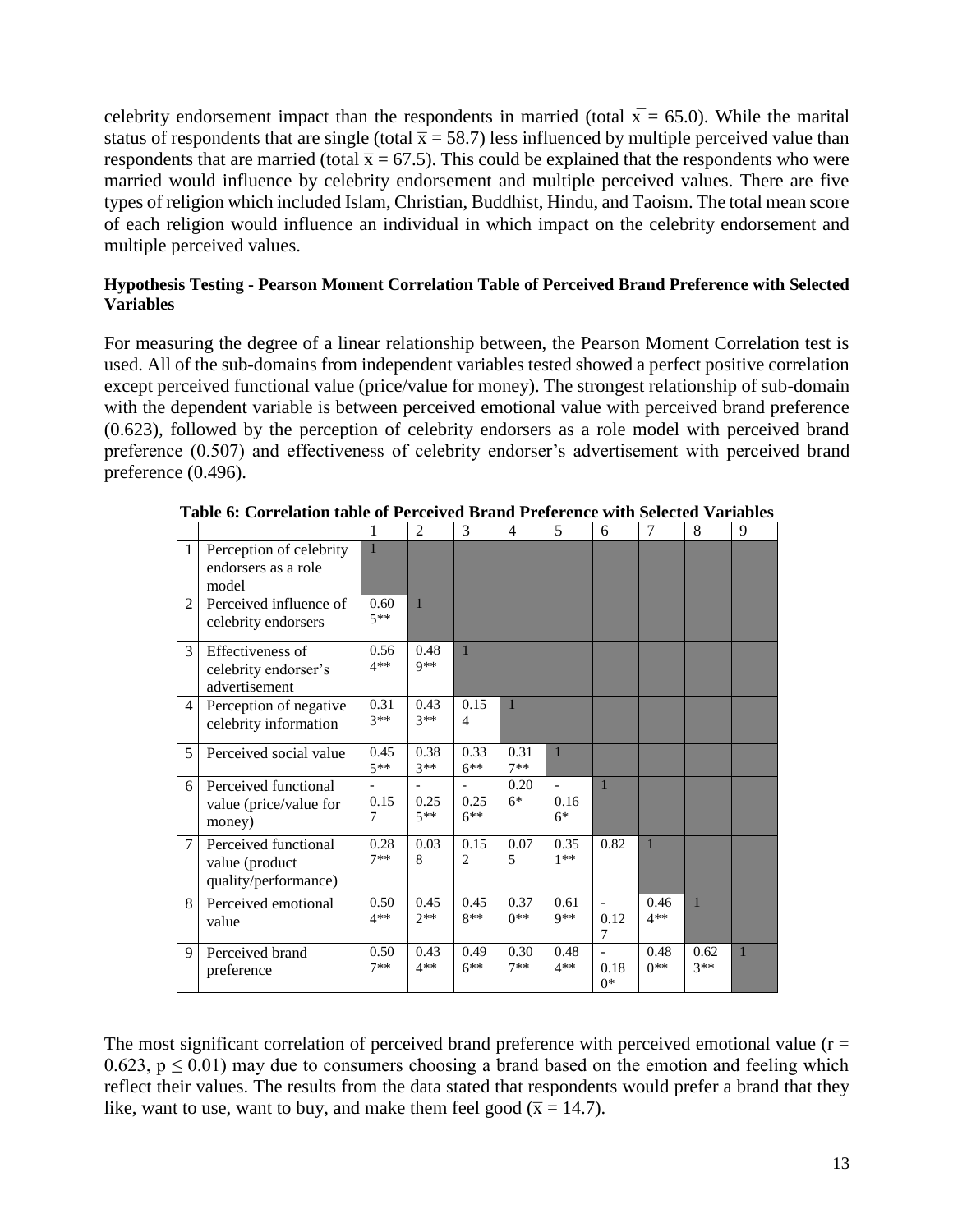celebrity endorsement impact than the respondents in married (total $\bar{x} = 65.0$). While the marital status of respondents that are single (total $\bar{x} = 58.7$) less influenced by multiple perceived value than respondents that are married (total $\bar{x} = 67.5$). This could be explained that the respondents who were married would influence by celebrity endorsement and multiple perceived values. There are five types of religion which included Islam, Christian, Buddhist, Hindu, and Taoism. The total mean score of each religion would influence an individual in which impact on the celebrity endorsement and multiple perceived values.

**Hypothesis Testing - Pearson Moment Correlation Table of Perceived Brand Preference with Selected Variables**

For measuring the degree of a linear relationship between, the Pearson Moment Correlation test is used. All of the sub-domains from independent variables tested showed a perfect positive correlation except perceived functional value (price/value for money). The strongest relationship of sub-domain with the dependent variable is between perceived emotional value with perceived brand preference (0.623), followed by the perception of celebrity endorsers as a role model with perceived brand preference (0.507) and effectiveness of celebrity endorser's advertisement with perceived brand preference (0.496).

**Table 6: Correlation table of Perceived Brand Preference with Selected Variables**

| | | 1 | 2 | 3 | 4 | 5 | 6 | 7 | 8 | 9 |
|---|---|---|---|---|---|---|---|---|---|---|
| 1 | Perception of celebrity endorsers as a role model | 1 | | | | | | | | |
| 2 | Perceived influence of celebrity endorsers | 0.605** | 1 | | | | | | | |
| 3 | Effectiveness of celebrity endorser's advertisement | 0.564** | 0.489** | 1 | | | | | | |
| 4 | Perception of negative celebrity information | 0.313** | 0.433** | 0.154 | 1 | | | | | |
| 5 | Perceived social value | 0.455** | 0.383** | 0.336** | 0.317** | 1 | | | | |
| 6 | Perceived functional value (price/value for money) | -0.157 | -0.255** | -0.256** | 0.206* | -0.166* | 1 | | | |
| 7 | Perceived functional value (product quality/performance) | 0.287** | 0.038 | 0.152 | 0.075 | 0.351** | 0.82 | 1 | | |
| 8 | Perceived emotional value | 0.504** | 0.452** | 0.458** | 0.370** | 0.619** | -0.127 | 0.464** | 1 | |
| 9 | Perceived brand preference | 0.507** | 0.434** | 0.496** | 0.307** | 0.484** | -0.180* | 0.480** | 0.623** | 1 |

The most significant correlation of perceived brand preference with perceived emotional value ($r = 0.623$, $p \leq 0.01$) may due to consumers choosing a brand based on the emotion and feeling which reflect their values. The results from the data stated that respondents would prefer a brand that they like, want to use, want to buy, and make them feel good ($\bar{x} = 14.7$).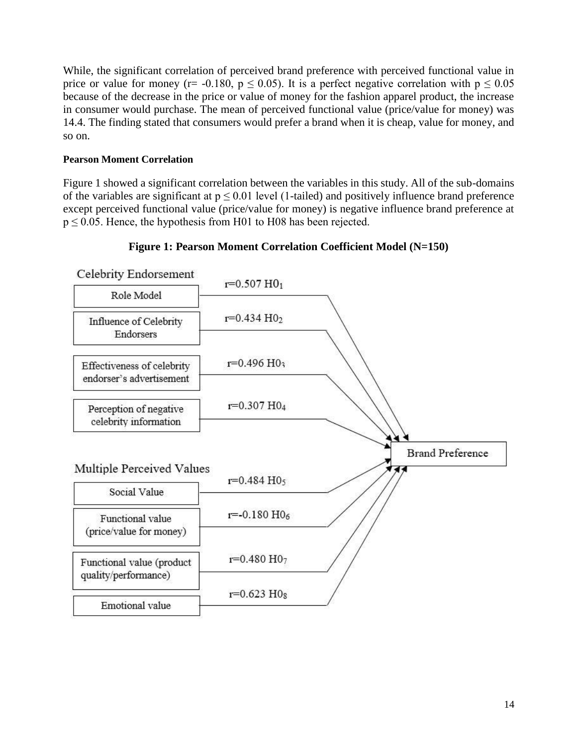While, the significant correlation of perceived brand preference with perceived functional value in price or value for money ($r = -0.180$, $p \leq 0.05$). It is a perfect negative correlation with $p \leq 0.05$ because of the decrease in the price or value of money for the fashion apparel product, the increase in consumer would purchase. The mean of perceived functional value (price/value for money) was 14.4. The finding stated that consumers would prefer a brand when it is cheap, value for money, and so on.

**Pearson Moment Correlation**

Figure 1 showed a significant correlation between the variables in this study. All of the sub-domains of the variables are significant at $p \leq 0.01$ level (1-tailed) and positively influence brand preference except perceived functional value (price/value for money) is negative influence brand preference at $p \leq 0.05$. Hence, the hypothesis from H01 to H08 has been rejected.

**Figure 1: Pearson Moment Correlation Coefficient Model (N=150)**

Celebrity Endorsement

- Role Model — $r=0.507$ $H0_1$ → Brand Preference
- Influence of Celebrity Endorsers — $r=0.434$ $H0_2$ → Brand Preference
- Effectiveness of celebrity endorser's advertisement — $r=0.496$ $H0_3$ → Brand Preference
- Perception of negative celebrity information — $r=0.307$ $H0_4$ → Brand Preference

Multiple Perceived Values

- Social Value — $r=0.484$ $H0_5$ → Brand Preference
- Functional value (price/value for money) — $r=-0.180$ $H0_6$ → Brand Preference
- Functional value (product quality/performance) — $r=0.480$ $H0_7$ → Brand Preference
- Emotional value — $r=0.623$ $H0_8$ → Brand Preference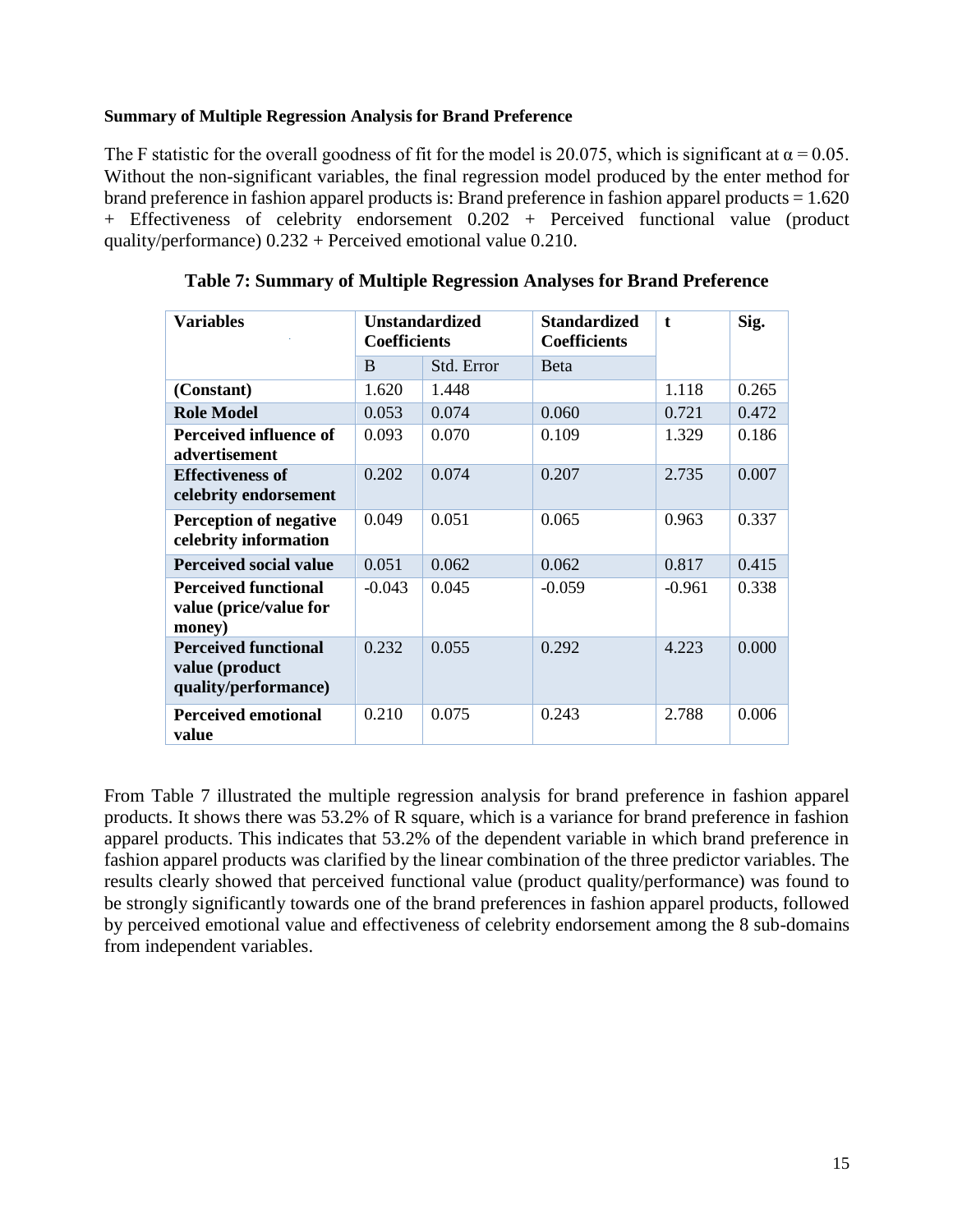**Summary of Multiple Regression Analysis for Brand Preference**

The F statistic for the overall goodness of fit for the model is 20.075, which is significant at $\alpha = 0.05$. Without the non-significant variables, the final regression model produced by the enter method for brand preference in fashion apparel products is: Brand preference in fashion apparel products = 1.620 + Effectiveness of celebrity endorsement 0.202 + Perceived functional value (product quality/performance) 0.232 + Perceived emotional value 0.210.

**Table 7: Summary of Multiple Regression Analyses for Brand Preference**

| Variables | Unstandardized Coefficients | | Standardized Coefficients | t | Sig. |
|---|---|---|---|---|---|
| | B | Std. Error | Beta | | |
| **(Constant)** | 1.620 | 1.448 | | 1.118 | 0.265 |
| **Role Model** | 0.053 | 0.074 | 0.060 | 0.721 | 0.472 |
| **Perceived influence of advertisement** | 0.093 | 0.070 | 0.109 | 1.329 | 0.186 |
| **Effectiveness of celebrity endorsement** | 0.202 | 0.074 | 0.207 | 2.735 | 0.007 |
| **Perception of negative celebrity information** | 0.049 | 0.051 | 0.065 | 0.963 | 0.337 |
| **Perceived social value** | 0.051 | 0.062 | 0.062 | 0.817 | 0.415 |
| **Perceived functional value (price/value for money)** | -0.043 | 0.045 | -0.059 | -0.961 | 0.338 |
| **Perceived functional value (product quality/performance)** | 0.232 | 0.055 | 0.292 | 4.223 | 0.000 |
| **Perceived emotional value** | 0.210 | 0.075 | 0.243 | 2.788 | 0.006 |

From Table 7 illustrated the multiple regression analysis for brand preference in fashion apparel products. It shows there was 53.2% of R square, which is a variance for brand preference in fashion apparel products. This indicates that 53.2% of the dependent variable in which brand preference in fashion apparel products was clarified by the linear combination of the three predictor variables. The results clearly showed that perceived functional value (product quality/performance) was found to be strongly significantly towards one of the brand preferences in fashion apparel products, followed by perceived emotional value and effectiveness of celebrity endorsement among the 8 sub-domains from independent variables.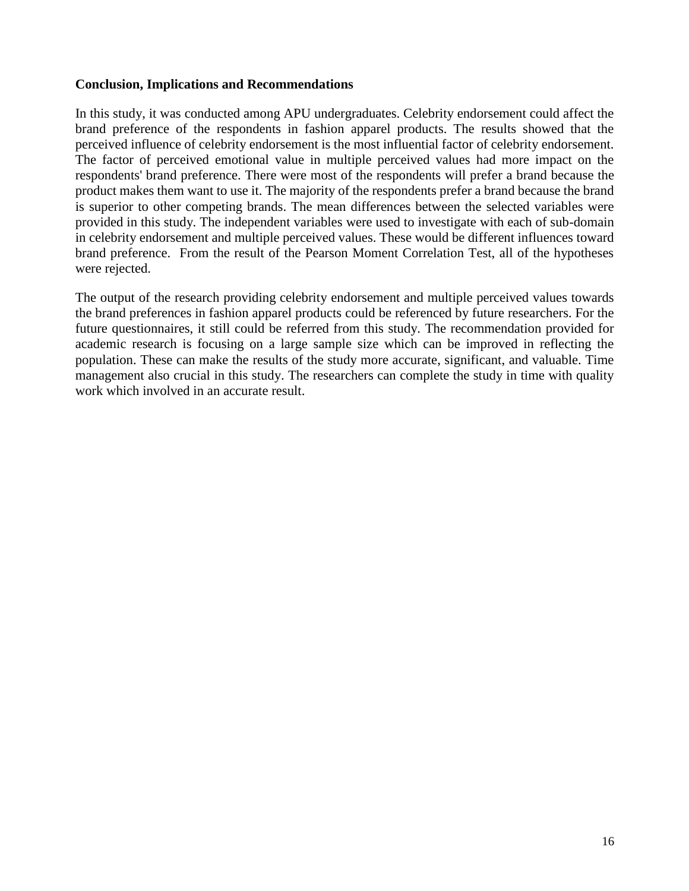**Conclusion, Implications and Recommendations**

In this study, it was conducted among APU undergraduates. Celebrity endorsement could affect the brand preference of the respondents in fashion apparel products. The results showed that the perceived influence of celebrity endorsement is the most influential factor of celebrity endorsement. The factor of perceived emotional value in multiple perceived values had more impact on the respondents' brand preference. There were most of the respondents will prefer a brand because the product makes them want to use it. The majority of the respondents prefer a brand because the brand is superior to other competing brands. The mean differences between the selected variables were provided in this study. The independent variables were used to investigate with each of sub-domain in celebrity endorsement and multiple perceived values. These would be different influences toward brand preference. From the result of the Pearson Moment Correlation Test, all of the hypotheses were rejected.

The output of the research providing celebrity endorsement and multiple perceived values towards the brand preferences in fashion apparel products could be referenced by future researchers. For the future questionnaires, it still could be referred from this study. The recommendation provided for academic research is focusing on a large sample size which can be improved in reflecting the population. These can make the results of the study more accurate, significant, and valuable. Time management also crucial in this study. The researchers can complete the study in time with quality work which involved in an accurate result.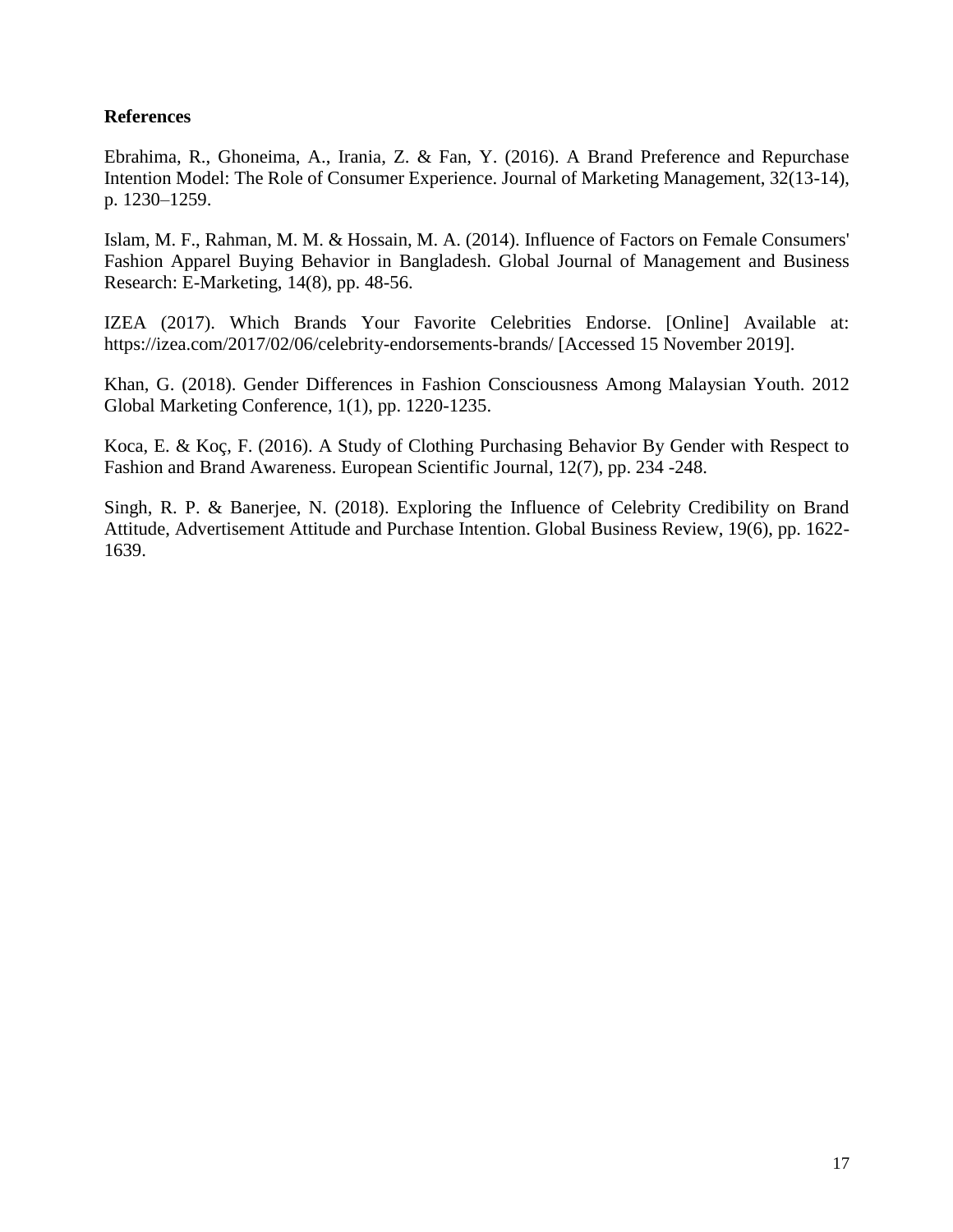**References**

Ebrahima, R., Ghoneima, A., Irania, Z. & Fan, Y. (2016). A Brand Preference and Repurchase Intention Model: The Role of Consumer Experience. Journal of Marketing Management, 32(13-14), p. 1230–1259.

Islam, M. F., Rahman, M. M. & Hossain, M. A. (2014). Influence of Factors on Female Consumers' Fashion Apparel Buying Behavior in Bangladesh. Global Journal of Management and Business Research: E-Marketing, 14(8), pp. 48-56.

IZEA (2017). Which Brands Your Favorite Celebrities Endorse. [Online] Available at: https://izea.com/2017/02/06/celebrity-endorsements-brands/ [Accessed 15 November 2019].

Khan, G. (2018). Gender Differences in Fashion Consciousness Among Malaysian Youth. 2012 Global Marketing Conference, 1(1), pp. 1220-1235.

Koca, E. & Koç, F. (2016). A Study of Clothing Purchasing Behavior By Gender with Respect to Fashion and Brand Awareness. European Scientific Journal, 12(7), pp. 234 -248.

Singh, R. P. & Banerjee, N. (2018). Exploring the Influence of Celebrity Credibility on Brand Attitude, Advertisement Attitude and Purchase Intention. Global Business Review, 19(6), pp. 1622-1639.